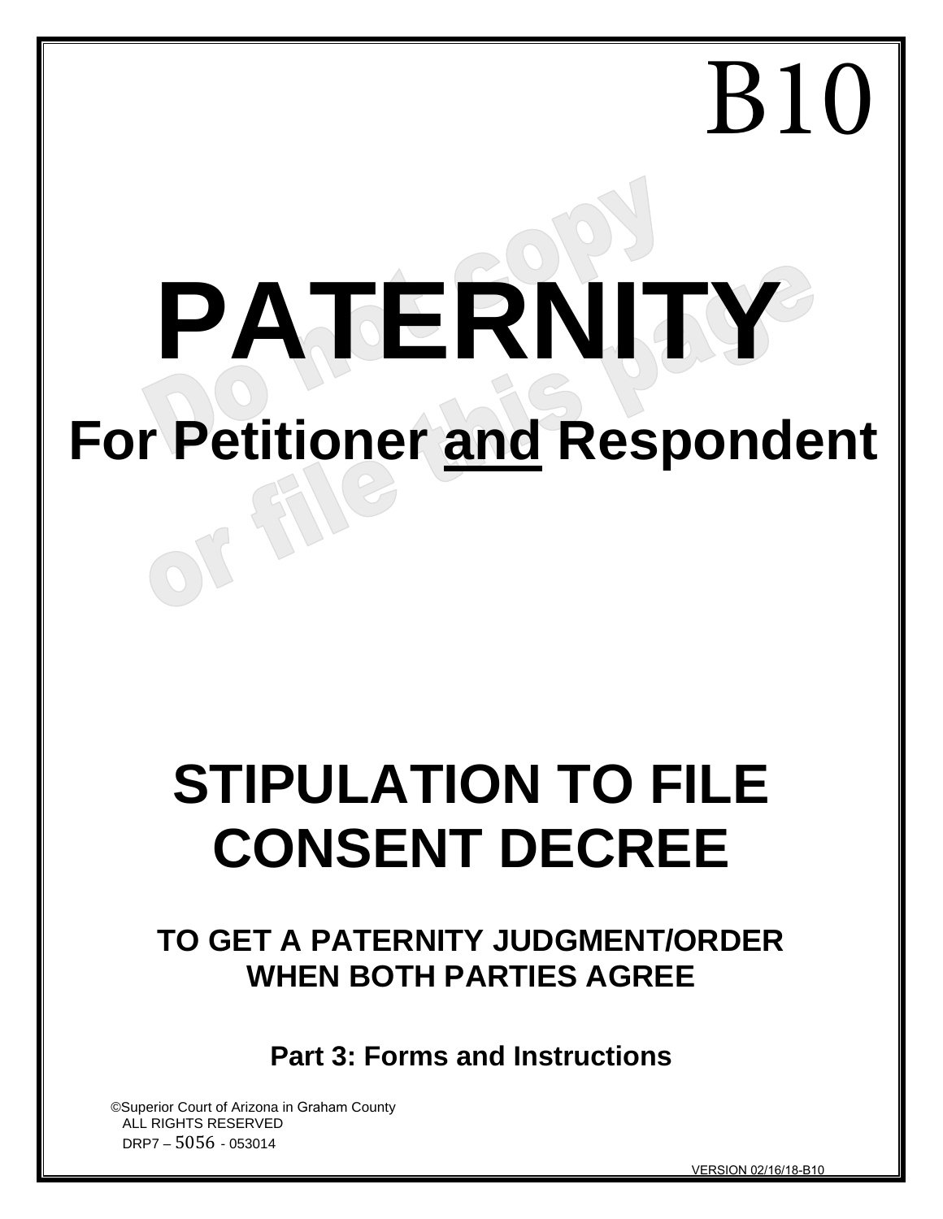B10

# PATERNITY

## For Petitioner <u>and</u> Respondent

Do not copy or file this page

# STIPULATION TO FILE CONSENT DECREE

### TO GET A PATERNITY JUDGMENT/ORDER WHEN BOTH PARTIES AGREE

**Part 3: Forms and Instructions**

©Superior Court of Arizona in Graham County
ALL RIGHTS RESERVED
DRP7 – 5056 - 053014

VERSION 02/16/18-B10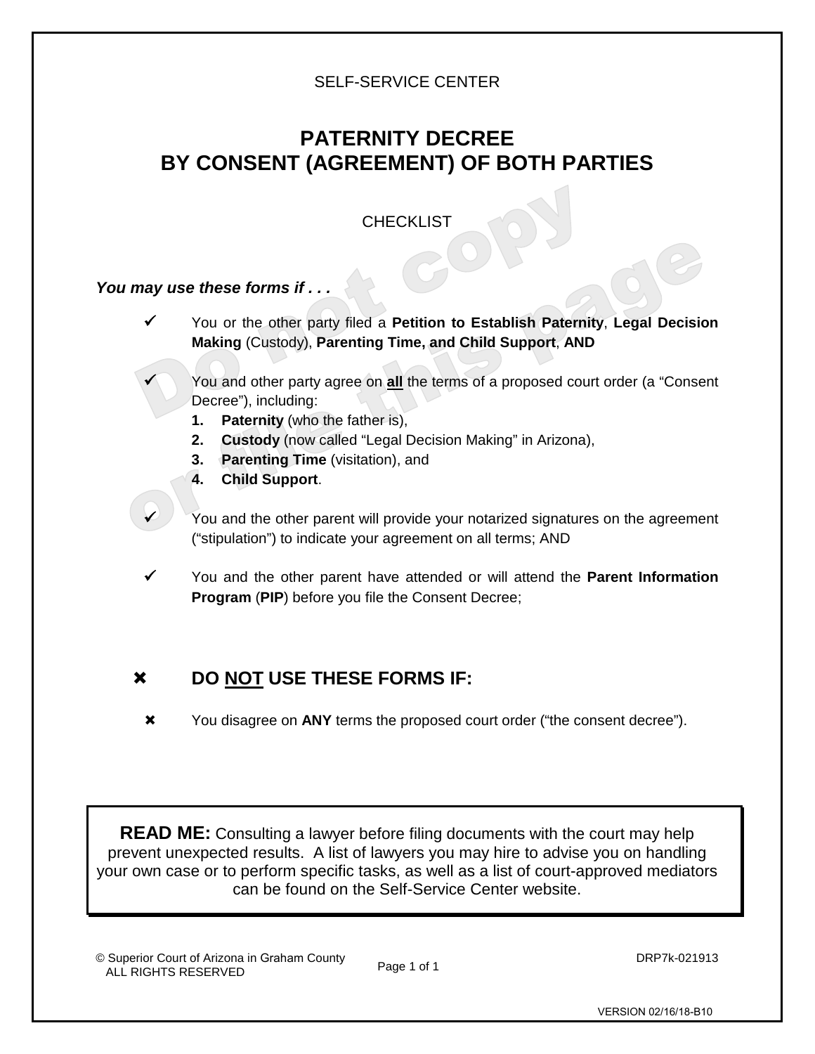SELF-SERVICE CENTER

# PATERNITY DECREE
# BY CONSENT (AGREEMENT) OF BOTH PARTIES

CHECKLIST

***You may use these forms if . . .***

- ✓ You or the other party filed a **Petition to Establish Paternity**, **Legal Decision Making** (Custody), **Parenting Time, and Child Support**, **AND**

- ✓ You and other party agree on **all** the terms of a proposed court order (a "Consent Decree"), including:
  1. **Paternity** (who the father is),
  2. **Custody** (now called "Legal Decision Making" in Arizona),
  3. **Parenting Time** (visitation), and
  4. **Child Support**.

- ✓ You and the other parent will provide your notarized signatures on the agreement ("stipulation") to indicate your agreement on all terms; AND

- ✓ You and the other parent have attended or will attend the **Parent Information Program** (**PIP**) before you file the Consent Decree;

## ✖ DO NOT USE THESE FORMS IF:

- ✖ You disagree on **ANY** terms the proposed court order ("the consent decree").

**READ ME:** Consulting a lawyer before filing documents with the court may help prevent unexpected results. A list of lawyers you may hire to advise you on handling your own case or to perform specific tasks, as well as a list of court-approved mediators can be found on the Self-Service Center website.

© Superior Court of Arizona in Graham County
ALL RIGHTS RESERVED

DRP7k-021913

VERSION 02/16/18-B10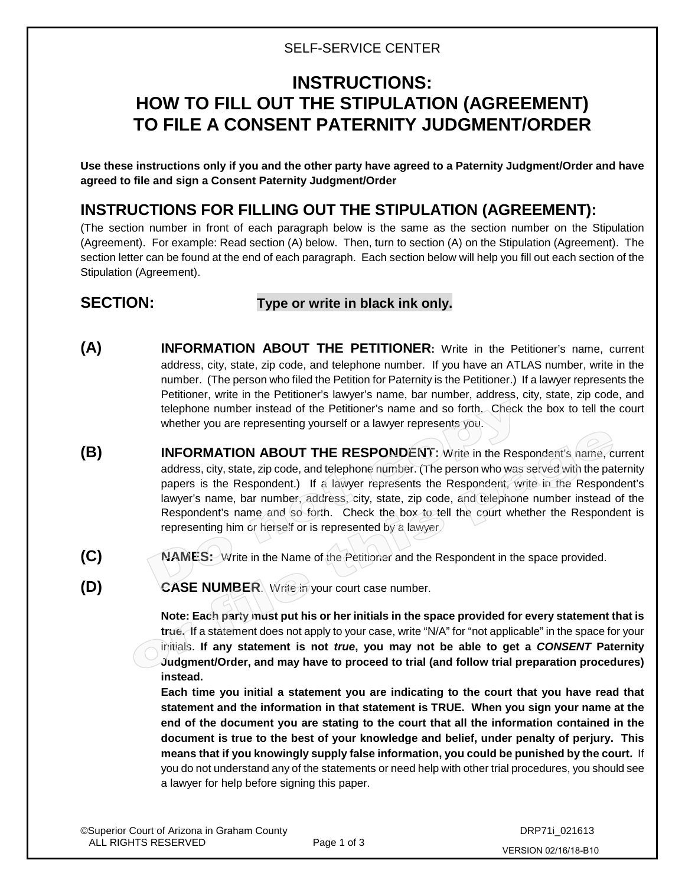SELF-SERVICE CENTER

# INSTRUCTIONS: HOW TO FILL OUT THE STIPULATION (AGREEMENT) TO FILE A CONSENT PATERNITY JUDGMENT/ORDER

**Use these instructions only if you and the other party have agreed to a Paternity Judgment/Order and have agreed to file and sign a Consent Paternity Judgment/Order**

## INSTRUCTIONS FOR FILLING OUT THE STIPULATION (AGREEMENT):

(The section number in front of each paragraph below is the same as the section number on the Stipulation (Agreement). For example: Read section (A) below. Then, turn to section (A) on the Stipulation (Agreement). The section letter can be found at the end of each paragraph. Each section below will help you fill out each section of the Stipulation (Agreement).

## SECTION: **Type or write in black ink only.**

**(A)** **INFORMATION ABOUT THE PETITIONER:** Write in the Petitioner's name, current address, city, state, zip code, and telephone number. If you have an ATLAS number, write in the number. (The person who filed the Petition for Paternity is the Petitioner.) If a lawyer represents the Petitioner, write in the Petitioner's lawyer's name, bar number, address, city, state, zip code, and telephone number instead of the Petitioner's name and so forth. Check the box to tell the court whether you are representing yourself or a lawyer represents you.

**(B)** **INFORMATION ABOUT THE RESPONDENT:** Write in the Respondent's name, current address, city, state, zip code, and telephone number. (The person who was served with the paternity papers is the Respondent.) If a lawyer represents the Respondent, write in the Respondent's lawyer's name, bar number, address, city, state, zip code, and telephone number instead of the Respondent's name and so forth. Check the box to tell the court whether the Respondent is representing him or herself or is represented by a lawyer.

**(C)** **NAMES:** Write in the Name of the Petitioner and the Respondent in the space provided.

**(D)** **CASE NUMBER**. Write in your court case number.

**Note: Each party must put his or her initials in the space provided for every statement that is true.** If a statement does not apply to your case, write "N/A" for "not applicable" in the space for your initials. **If any statement is not *true*, you may not be able to get a *CONSENT* Paternity Judgment/Order, and may have to proceed to trial (and follow trial preparation procedures) instead.**

**Each time you initial a statement you are indicating to the court that you have read that statement and the information in that statement is TRUE. When you sign your name at the end of the document you are stating to the court that all the information contained in the document is true to the best of your knowledge and belief, under penalty of perjury. This means that if you knowingly supply false information, you could be punished by the court.** If you do not understand any of the statements or need help with other trial procedures, you should see a lawyer for help before signing this paper.

©Superior Court of Arizona in Graham County ALL RIGHTS RESERVED DRP71i_021613 VERSION 02/16/18-B10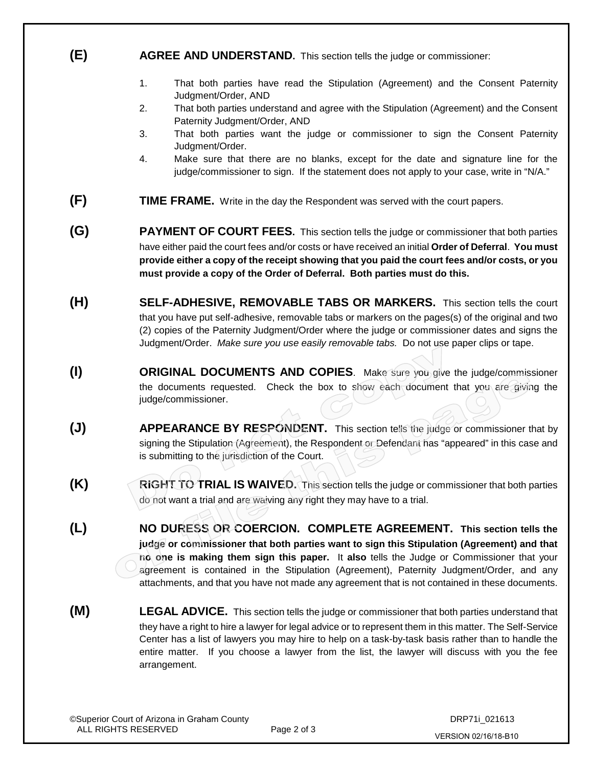**(E)** **AGREE AND UNDERSTAND.** This section tells the judge or commissioner:

1. That both parties have read the Stipulation (Agreement) and the Consent Paternity Judgment/Order, AND
2. That both parties understand and agree with the Stipulation (Agreement) and the Consent Paternity Judgment/Order, AND
3. That both parties want the judge or commissioner to sign the Consent Paternity Judgment/Order.
4. Make sure that there are no blanks, except for the date and signature line for the judge/commissioner to sign. If the statement does not apply to your case, write in "N/A."

**(F)** **TIME FRAME.** Write in the day the Respondent was served with the court papers.

**(G)** **PAYMENT OF COURT FEES.** This section tells the judge or commissioner that both parties have either paid the court fees and/or costs or have received an initial **Order of Deferral**. **You must provide either a copy of the receipt showing that you paid the court fees and/or costs, or you must provide a copy of the Order of Deferral. Both parties must do this.**

**(H)** **SELF-ADHESIVE, REMOVABLE TABS OR MARKERS.** This section tells the court that you have put self-adhesive, removable tabs or markers on the pages(s) of the original and two (2) copies of the Paternity Judgment/Order where the judge or commissioner dates and signs the Judgment/Order. *Make sure you use easily removable tabs.* Do not use paper clips or tape.

**(I)** **ORIGINAL DOCUMENTS AND COPIES**. Make sure you give the judge/commissioner the documents requested. Check the box to show each document that you are giving the judge/commissioner.

**(J)** **APPEARANCE BY RESPONDENT.** This section tells the judge or commissioner that by signing the Stipulation (Agreement), the Respondent or Defendant has "appeared" in this case and is submitting to the jurisdiction of the Court.

**(K)** **RIGHT TO TRIAL IS WAIVED.** This section tells the judge or commissioner that both parties do not want a trial and are waiving any right they may have to a trial.

**(L)** **NO DURESS OR COERCION. COMPLETE AGREEMENT. This section tells the judge or commissioner that both parties want to sign this Stipulation (Agreement) and that no one is making them sign this paper.** It **also** tells the Judge or Commissioner that your agreement is contained in the Stipulation (Agreement), Paternity Judgment/Order, and any attachments, and that you have not made any agreement that is not contained in these documents.

**(M)** **LEGAL ADVICE.** This section tells the judge or commissioner that both parties understand that they have a right to hire a lawyer for legal advice or to represent them in this matter. The Self-Service Center has a list of lawyers you may hire to help on a task-by-task basis rather than to handle the entire matter. If you choose a lawyer from the list, the lawyer will discuss with you the fee arrangement.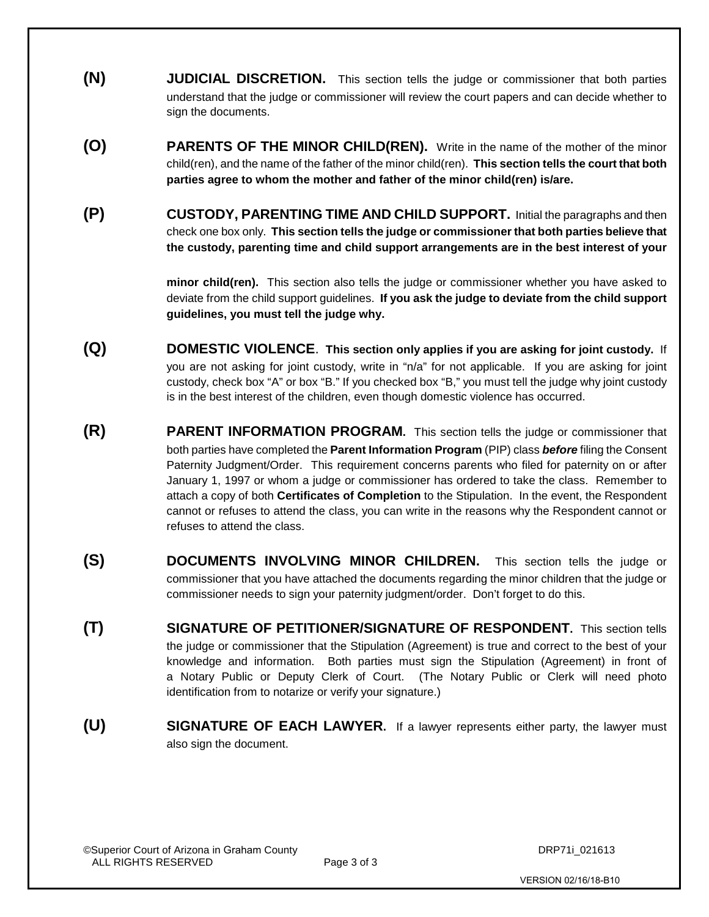**(N)** **JUDICIAL DISCRETION.** This section tells the judge or commissioner that both parties understand that the judge or commissioner will review the court papers and can decide whether to sign the documents.

**(O)** **PARENTS OF THE MINOR CHILD(REN).** Write in the name of the mother of the minor child(ren), and the name of the father of the minor child(ren). **This section tells the court that both parties agree to whom the mother and father of the minor child(ren) is/are.**

**(P)** **CUSTODY, PARENTING TIME AND CHILD SUPPORT.** Initial the paragraphs and then check one box only. **This section tells the judge or commissioner that both parties believe that the custody, parenting time and child support arrangements are in the best interest of your minor child(ren).** This section also tells the judge or commissioner whether you have asked to deviate from the child support guidelines. **If you ask the judge to deviate from the child support guidelines, you must tell the judge why.**

**(Q)** **DOMESTIC VIOLENCE**. **This section only applies if you are asking for joint custody.** If you are not asking for joint custody, write in "n/a" for not applicable. If you are asking for joint custody, check box "A" or box "B." If you checked box "B," you must tell the judge why joint custody is in the best interest of the children, even though domestic violence has occurred.

**(R)** **PARENT INFORMATION PROGRAM.** This section tells the judge or commissioner that both parties have completed the **Parent Information Program** (PIP) class ***before*** filing the Consent Paternity Judgment/Order. This requirement concerns parents who filed for paternity on or after January 1, 1997 or whom a judge or commissioner has ordered to take the class. Remember to attach a copy of both **Certificates of Completion** to the Stipulation. In the event, the Respondent cannot or refuses to attend the class, you can write in the reasons why the Respondent cannot or refuses to attend the class.

**(S)** **DOCUMENTS INVOLVING MINOR CHILDREN.** This section tells the judge or commissioner that you have attached the documents regarding the minor children that the judge or commissioner needs to sign your paternity judgment/order. Don't forget to do this.

**(T)** **SIGNATURE OF PETITIONER/SIGNATURE OF RESPONDENT**. This section tells the judge or commissioner that the Stipulation (Agreement) is true and correct to the best of your knowledge and information. Both parties must sign the Stipulation (Agreement) in front of a Notary Public or Deputy Clerk of Court. (The Notary Public or Clerk will need photo identification from to notarize or verify your signature.)

**(U)** **SIGNATURE OF EACH LAWYER.** If a lawyer represents either party, the lawyer must also sign the document.

©Superior Court of Arizona in Graham County
ALL RIGHTS RESERVED

DRP71i_021613

VERSION 02/16/18-B10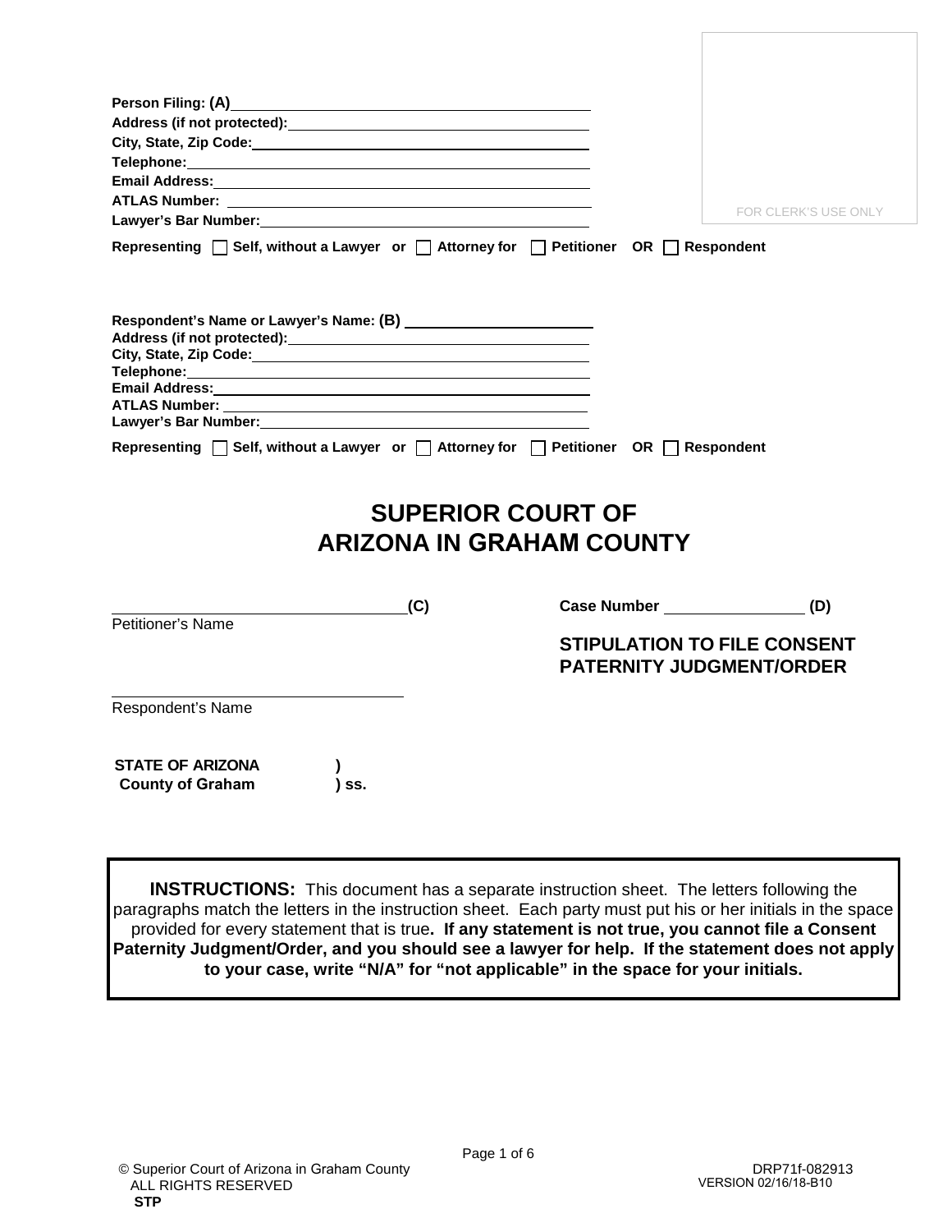Person Filing: (A)\_\_\_\_\_\_\_\_\_\_\_\_\_\_\_\_\_\_\_\_\_\_\_\_\_\_\_\_\_\_\_\_\_\_\_\_\_\_\_\_
Address (if not protected): \_\_\_\_\_\_\_\_\_\_\_\_\_\_\_\_\_\_\_\_\_\_\_\_\_\_\_\_\_\_\_\_\_\_\_\_\_
City, State, Zip Code: \_\_\_\_\_\_\_\_\_\_\_\_\_\_\_\_\_\_\_\_\_\_\_\_\_\_\_\_\_\_\_\_\_\_\_\_\_\_\_\_
Telephone: \_\_\_\_\_\_\_\_\_\_\_\_\_\_\_\_\_\_\_\_\_\_\_\_\_\_\_\_\_\_\_\_\_\_\_\_\_\_\_\_\_\_\_\_\_\_\_\_
Email Address: \_\_\_\_\_\_\_\_\_\_\_\_\_\_\_\_\_\_\_\_\_\_\_\_\_\_\_\_\_\_\_\_\_\_\_\_\_\_\_\_\_\_\_\_\_
ATLAS Number: \_\_\_\_\_\_\_\_\_\_\_\_\_\_\_\_\_\_\_\_\_\_\_\_\_\_\_\_\_\_\_\_\_\_\_\_\_\_\_\_\_\_\_\_\_
Lawyer's Bar Number: \_\_\_\_\_\_\_\_\_\_\_\_\_\_\_\_\_\_\_\_\_\_\_\_\_\_\_\_\_\_\_\_\_\_\_\_\_\_\_\_

FOR CLERK'S USE ONLY

Representing ☐ Self, without a Lawyer or ☐ Attorney for ☐ Petitioner OR ☐ Respondent

Respondent's Name or Lawyer's Name: (B) \_\_\_\_\_\_\_\_\_\_\_\_\_\_\_\_\_\_\_\_\_\_\_\_\_\_
Address (if not protected): \_\_\_\_\_\_\_\_\_\_\_\_\_\_\_\_\_\_\_\_\_\_\_\_\_\_\_\_\_\_\_\_\_\_\_\_\_
City, State, Zip Code: \_\_\_\_\_\_\_\_\_\_\_\_\_\_\_\_\_\_\_\_\_\_\_\_\_\_\_\_\_\_\_\_\_\_\_\_\_\_\_\_
Telephone: \_\_\_\_\_\_\_\_\_\_\_\_\_\_\_\_\_\_\_\_\_\_\_\_\_\_\_\_\_\_\_\_\_\_\_\_\_\_\_\_\_\_\_\_\_\_\_\_
Email Address: \_\_\_\_\_\_\_\_\_\_\_\_\_\_\_\_\_\_\_\_\_\_\_\_\_\_\_\_\_\_\_\_\_\_\_\_\_\_\_\_\_\_\_\_\_
ATLAS Number: \_\_\_\_\_\_\_\_\_\_\_\_\_\_\_\_\_\_\_\_\_\_\_\_\_\_\_\_\_\_\_\_\_\_\_\_\_\_\_\_\_\_\_\_\_
Lawyer's Bar Number: \_\_\_\_\_\_\_\_\_\_\_\_\_\_\_\_\_\_\_\_\_\_\_\_\_\_\_\_\_\_\_\_\_\_\_\_\_\_\_\_

Representing ☐ Self, without a Lawyer or ☐ Attorney for ☐ Petitioner OR ☐ Respondent

# SUPERIOR COURT OF ARIZONA IN GRAHAM COUNTY

\_\_\_\_\_\_\_\_\_\_\_\_\_\_\_\_\_\_\_\_\_\_\_\_\_\_\_\_\_\_\_\_\_\_(C)
Petitioner's Name

Case Number \_\_\_\_\_\_\_\_\_\_\_\_\_\_\_\_ (D)

**STIPULATION TO FILE CONSENT PATERNITY JUDGMENT/ORDER**

\_\_\_\_\_\_\_\_\_\_\_\_\_\_\_\_\_\_\_\_\_\_\_\_\_\_\_\_\_\_\_\_\_\_
Respondent's Name

**STATE OF ARIZONA )**
**County of Graham ) ss.**

**INSTRUCTIONS:** This document has a separate instruction sheet. The letters following the paragraphs match the letters in the instruction sheet. Each party must put his or her initials in the space provided for every statement that is true. **If any statement is not true, you cannot file a Consent Paternity Judgment/Order, and you should see a lawyer for help. If the statement does not apply to your case, write "N/A" for "not applicable" in the space for your initials.**

© Superior Court of Arizona in Graham County
ALL RIGHTS RESERVED
STP

DRP71f-082913
VERSION 02/16/18-B10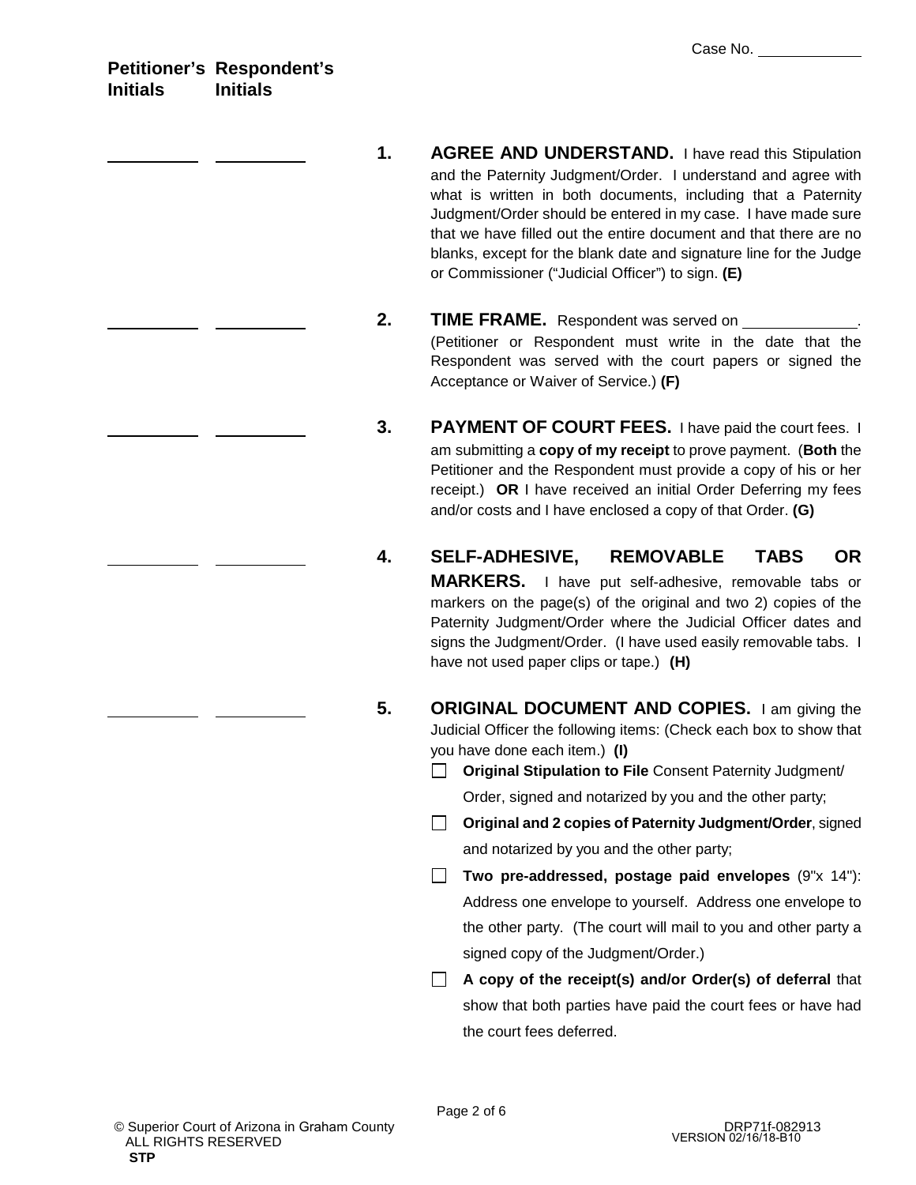Case No. ____________

| Petitioner's Initials | Respondent's Initials | |
|---|---|---|
| ________ | ________ | **1. AGREE AND UNDERSTAND.** I have read this Stipulation and the Paternity Judgment/Order. I understand and agree with what is written in both documents, including that a Paternity Judgment/Order should be entered in my case. I have made sure that we have filled out the entire document and that there are no blanks, except for the blank date and signature line for the Judge or Commissioner ("Judicial Officer") to sign. **(E)** |
| ________ | ________ | **2. TIME FRAME.** Respondent was served on ____________. (Petitioner or Respondent must write in the date that the Respondent was served with the court papers or signed the Acceptance or Waiver of Service.) **(F)** |
| ________ | ________ | **3. PAYMENT OF COURT FEES.** I have paid the court fees. I am submitting a **copy of my receipt** to prove payment. (**Both** the Petitioner and the Respondent must provide a copy of his or her receipt.) **OR** I have received an initial Order Deferring my fees and/or costs and I have enclosed a copy of that Order. **(G)** |
| ________ | ________ | **4. SELF-ADHESIVE, REMOVABLE TABS OR MARKERS.** I have put self-adhesive, removable tabs or markers on the page(s) of the original and two 2) copies of the Paternity Judgment/Order where the Judicial Officer dates and signs the Judgment/Order. (I have used easily removable tabs. I have not used paper clips or tape.) **(H)** |
| ________ | ________ | **5. ORIGINAL DOCUMENT AND COPIES.** I am giving the Judicial Officer the following items: (Check each box to show that you have done each item.) **(I)** |

- ☐ **Original Stipulation to File** Consent Paternity Judgment/ Order, signed and notarized by you and the other party;
- ☐ **Original and 2 copies of Paternity Judgment/Order**, signed and notarized by you and the other party;
- ☐ **Two pre-addressed, postage paid envelopes** (9"x 14"): Address one envelope to yourself. Address one envelope to the other party. (The court will mail to you and other party a signed copy of the Judgment/Order.)
- ☐ **A copy of the receipt(s) and/or Order(s) of deferral** that show that both parties have paid the court fees or have had the court fees deferred.

© Superior Court of Arizona in Graham County
ALL RIGHTS RESERVED
**STP**

DRP71f-082913
VERSION 02/16/18-B10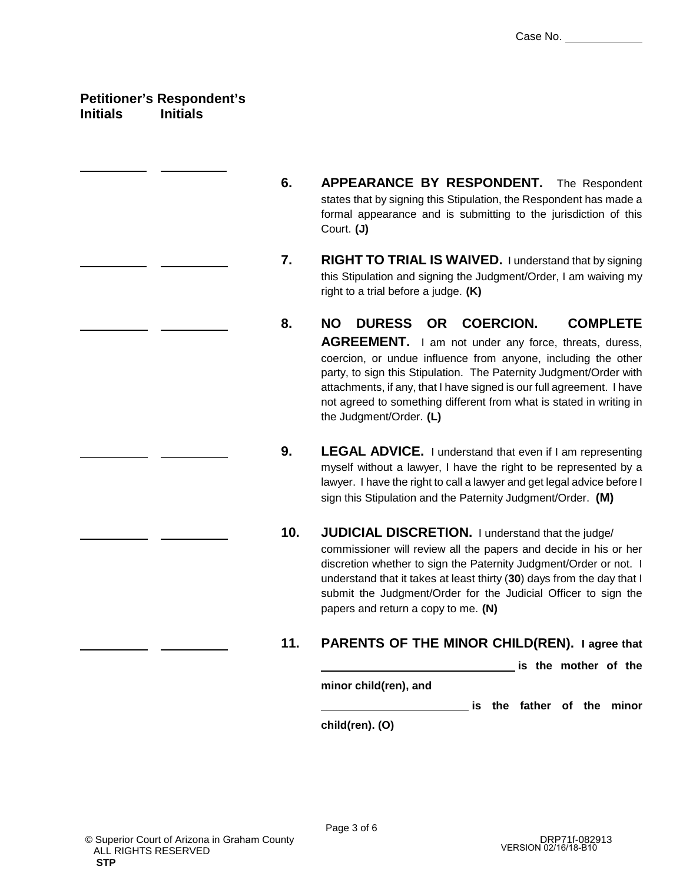Case No. \_\_\_\_\_\_\_\_\_\_\_\_

**Petitioner's Initials** | **Respondent's Initials**

\_\_\_\_\_\_\_\_\_\_ \_\_\_\_\_\_\_\_\_\_ **6. APPEARANCE BY RESPONDENT.** The Respondent states that by signing this Stipulation, the Respondent has made a formal appearance and is submitting to the jurisdiction of this Court. **(J)**

\_\_\_\_\_\_\_\_\_\_ \_\_\_\_\_\_\_\_\_\_ **7. RIGHT TO TRIAL IS WAIVED.** I understand that by signing this Stipulation and signing the Judgment/Order, I am waiving my right to a trial before a judge. **(K)**

\_\_\_\_\_\_\_\_\_\_ \_\_\_\_\_\_\_\_\_\_ **8. NO DURESS OR COERCION. COMPLETE AGREEMENT.** I am not under any force, threats, duress, coercion, or undue influence from anyone, including the other party, to sign this Stipulation. The Paternity Judgment/Order with attachments, if any, that I have signed is our full agreement. I have not agreed to something different from what is stated in writing in the Judgment/Order. **(L)**

\_\_\_\_\_\_\_\_\_\_ \_\_\_\_\_\_\_\_\_\_ **9. LEGAL ADVICE.** I understand that even if I am representing myself without a lawyer, I have the right to be represented by a lawyer. I have the right to call a lawyer and get legal advice before I sign this Stipulation and the Paternity Judgment/Order. **(M)**

\_\_\_\_\_\_\_\_\_\_ \_\_\_\_\_\_\_\_\_\_ **10. JUDICIAL DISCRETION.** I understand that the judge/commissioner will review all the papers and decide in his or her discretion whether to sign the Paternity Judgment/Order or not. I understand that it takes at least thirty (**30**) days from the day that I submit the Judgment/Order for the Judicial Officer to sign the papers and return a copy to me. **(N)**

\_\_\_\_\_\_\_\_\_\_ \_\_\_\_\_\_\_\_\_\_ **11. PARENTS OF THE MINOR CHILD(REN). I agree that \_\_\_\_\_\_\_\_\_\_\_\_\_\_\_\_\_\_\_\_\_\_\_\_\_\_\_\_ is the mother of the minor child(ren), and \_\_\_\_\_\_\_\_\_\_\_\_\_\_\_\_\_\_\_\_\_\_ is the father of the minor child(ren). (O)**

© Superior Court of Arizona in Graham County
ALL RIGHTS RESERVED
**STP**

DRP71f-082913
VERSION 02/16/18-B10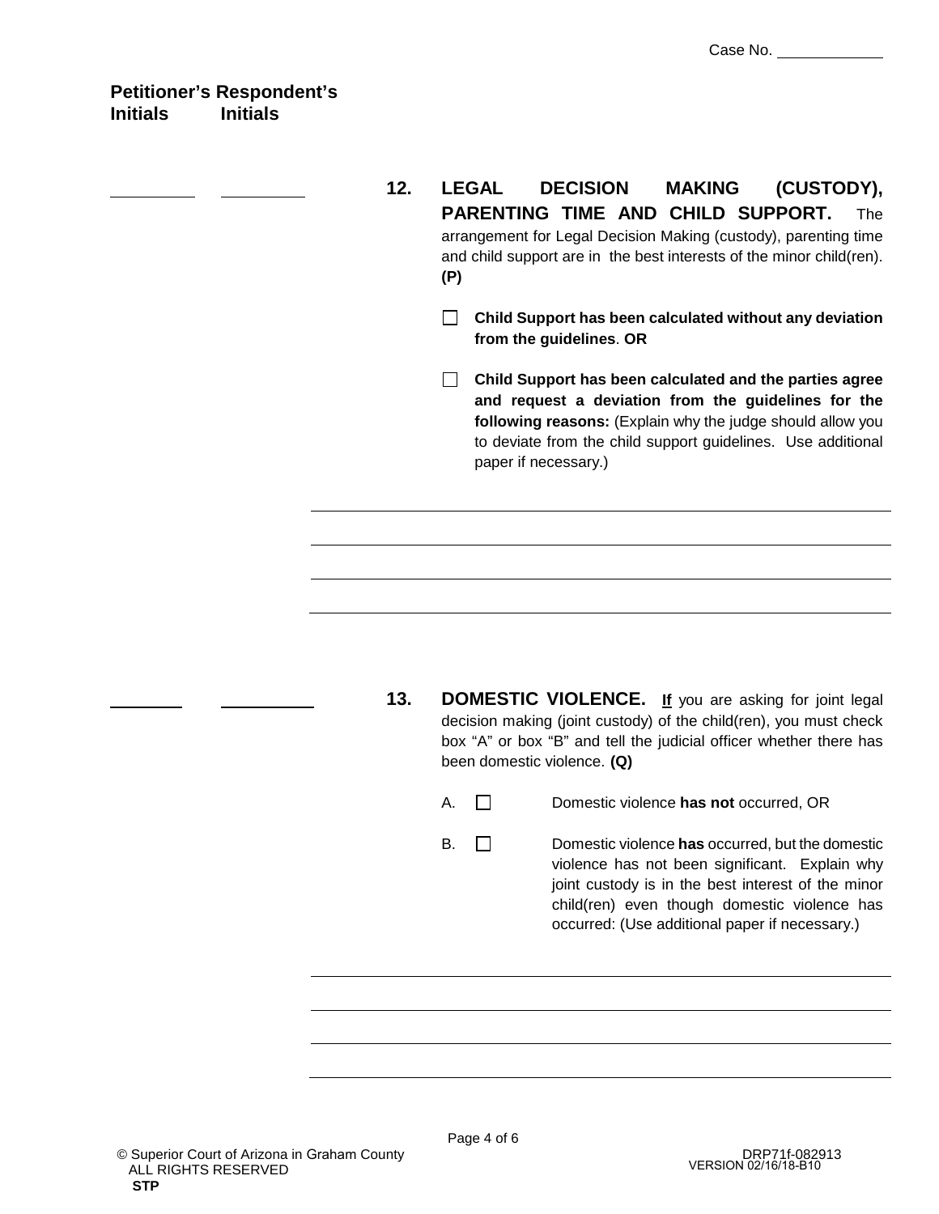Case No. ____________

**Petitioner's Initials** | **Respondent's Initials**

_________ _________ **12. LEGAL DECISION MAKING (CUSTODY), PARENTING TIME AND CHILD SUPPORT.** The arrangement for Legal Decision Making (custody), parenting time and child support are in the best interests of the minor child(ren). **(P)**

☐ **Child Support has been calculated without any deviation from the guidelines**. **OR**

☐ **Child Support has been calculated and the parties agree and request a deviation from the guidelines for the following reasons:** (Explain why the judge should allow you to deviate from the child support guidelines. Use additional paper if necessary.)

_______________________________________________

_______________________________________________

_______________________________________________

_______________________________________________

_________ _________ **13. DOMESTIC VIOLENCE.** **<u>If</u>** you are asking for joint legal decision making (joint custody) of the child(ren), you must check box "A" or box "B" and tell the judicial officer whether there has been domestic violence. **(Q)**

A. ☐ Domestic violence **has not** occurred, OR

B. ☐ Domestic violence **has** occurred, but the domestic violence has not been significant. Explain why joint custody is in the best interest of the minor child(ren) even though domestic violence has occurred: (Use additional paper if necessary.)

_______________________________________________

_______________________________________________

_______________________________________________

_______________________________________________

© Superior Court of Arizona in Graham County
ALL RIGHTS RESERVED
**STP**

DRP71f-082913
VERSION 02/16/18-B10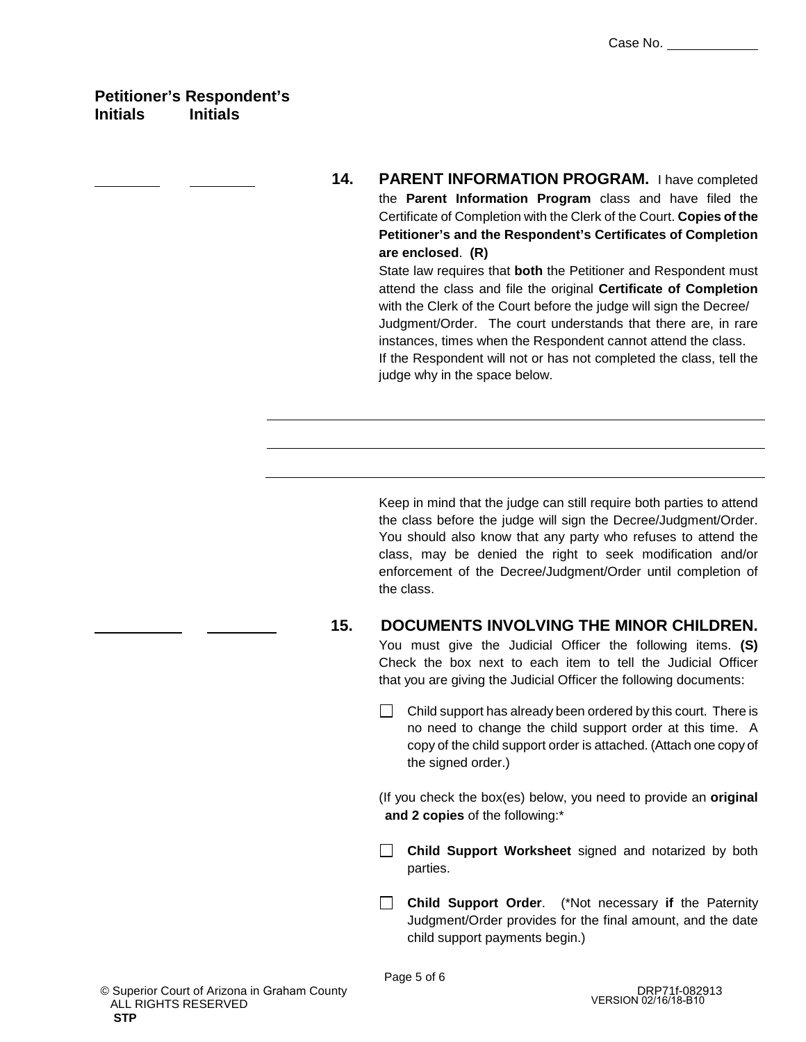Case No. ____________

**Petitioner's Initials** **Respondent's Initials**

________ ________ **14. PARENT INFORMATION PROGRAM.** I have completed the **Parent Information Program** class and have filed the Certificate of Completion with the Clerk of the Court. **Copies of the Petitioner's and the Respondent's Certificates of Completion are enclosed**. **(R)**

State law requires that **both** the Petitioner and Respondent must attend the class and file the original **Certificate of Completion** with the Clerk of the Court before the judge will sign the Decree/ Judgment/Order. The court understands that there are, in rare instances, times when the Respondent cannot attend the class. If the Respondent will not or has not completed the class, tell the judge why in the space below.

_______________________________________________________________

_______________________________________________________________

_______________________________________________________________

Keep in mind that the judge can still require both parties to attend the class before the judge will sign the Decree/Judgment/Order. You should also know that any party who refuses to attend the class, may be denied the right to seek modification and/or enforcement of the Decree/Judgment/Order until completion of the class.

________ ________ **15. DOCUMENTS INVOLVING THE MINOR CHILDREN.** You must give the Judicial Officer the following items. **(S)** Check the box next to each item to tell the Judicial Officer that you are giving the Judicial Officer the following documents:

☐ Child support has already been ordered by this court. There is no need to change the child support order at this time. A copy of the child support order is attached. (Attach one copy of the signed order.)

(If you check the box(es) below, you need to provide an **original and 2 copies** of the following:*

☐ **Child Support Worksheet** signed and notarized by both parties.

☐ **Child Support Order**. (*Not necessary **if** the Paternity Judgment/Order provides for the final amount, and the date child support payments begin.)

© Superior Court of Arizona in Graham County
ALL RIGHTS RESERVED
**STP**

DRP71f-082913
VERSION 02/16/18-B10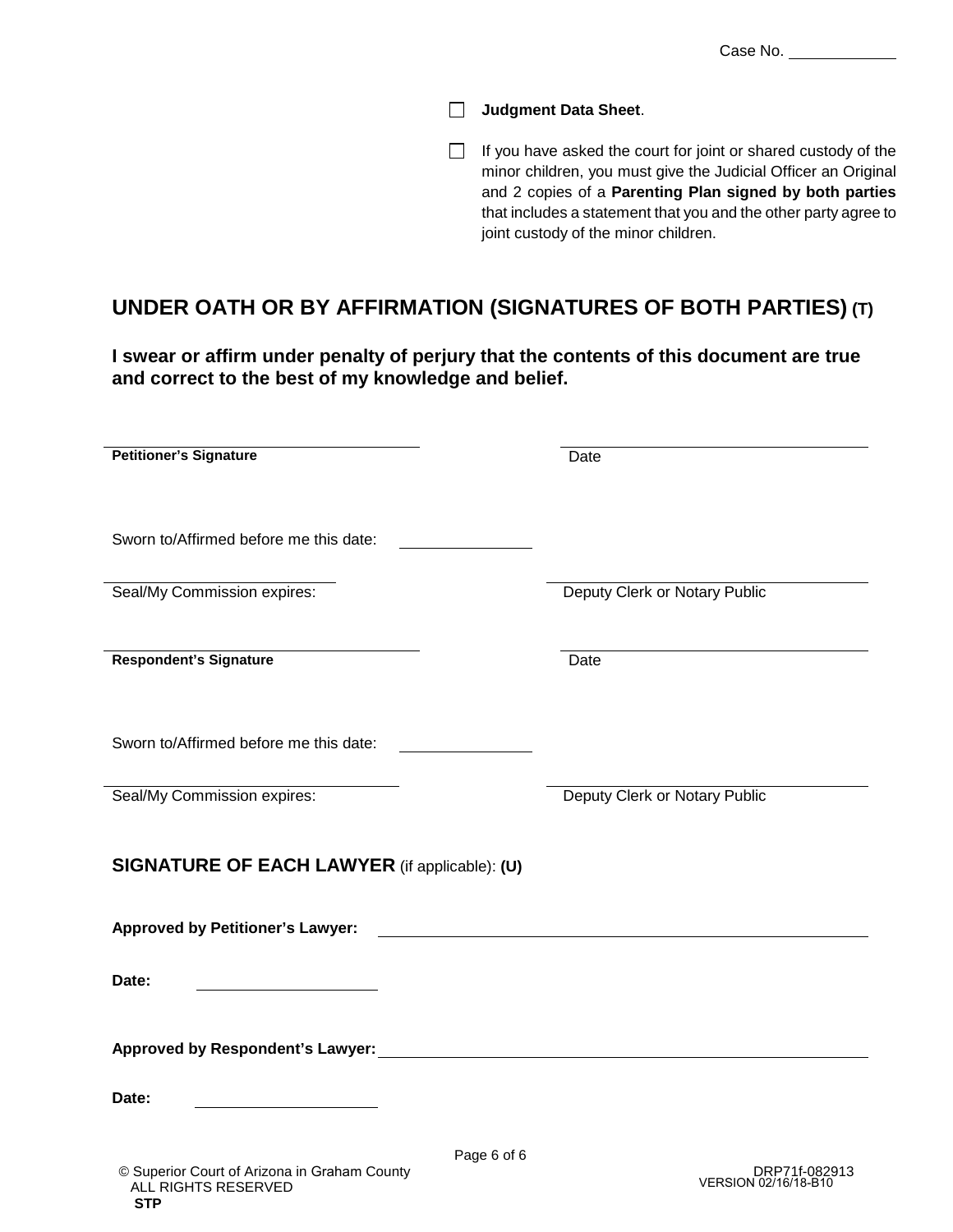Case No. ____________

☐ **Judgment Data Sheet**.

☐ If you have asked the court for joint or shared custody of the minor children, you must give the Judicial Officer an Original and 2 copies of a **Parenting Plan signed by both parties** that includes a statement that you and the other party agree to joint custody of the minor children.

## UNDER OATH OR BY AFFIRMATION (SIGNATURES OF BOTH PARTIES) (T)

**I swear or affirm under penalty of perjury that the contents of this document are true and correct to the best of my knowledge and belief.**

______________________________ ______________________________
**Petitioner's Signature** Date

Sworn to/Affirmed before me this date: ____________

______________________________ ______________________________
Seal/My Commission expires: Deputy Clerk or Notary Public

______________________________ ______________________________
**Respondent's Signature** Date

Sworn to/Affirmed before me this date: ____________

______________________________ ______________________________
Seal/My Commission expires: Deputy Clerk or Notary Public

## SIGNATURE OF EACH LAWYER (if applicable): (U)

**Approved by Petitioner's Lawyer:** ______________________________

**Date:** ____________

**Approved by Respondent's Lawyer:** ______________________________

**Date:** ____________

© Superior Court of Arizona in Graham County
ALL RIGHTS RESERVED
**STP**

DRP71f-082913
VERSION 02/16/18-B10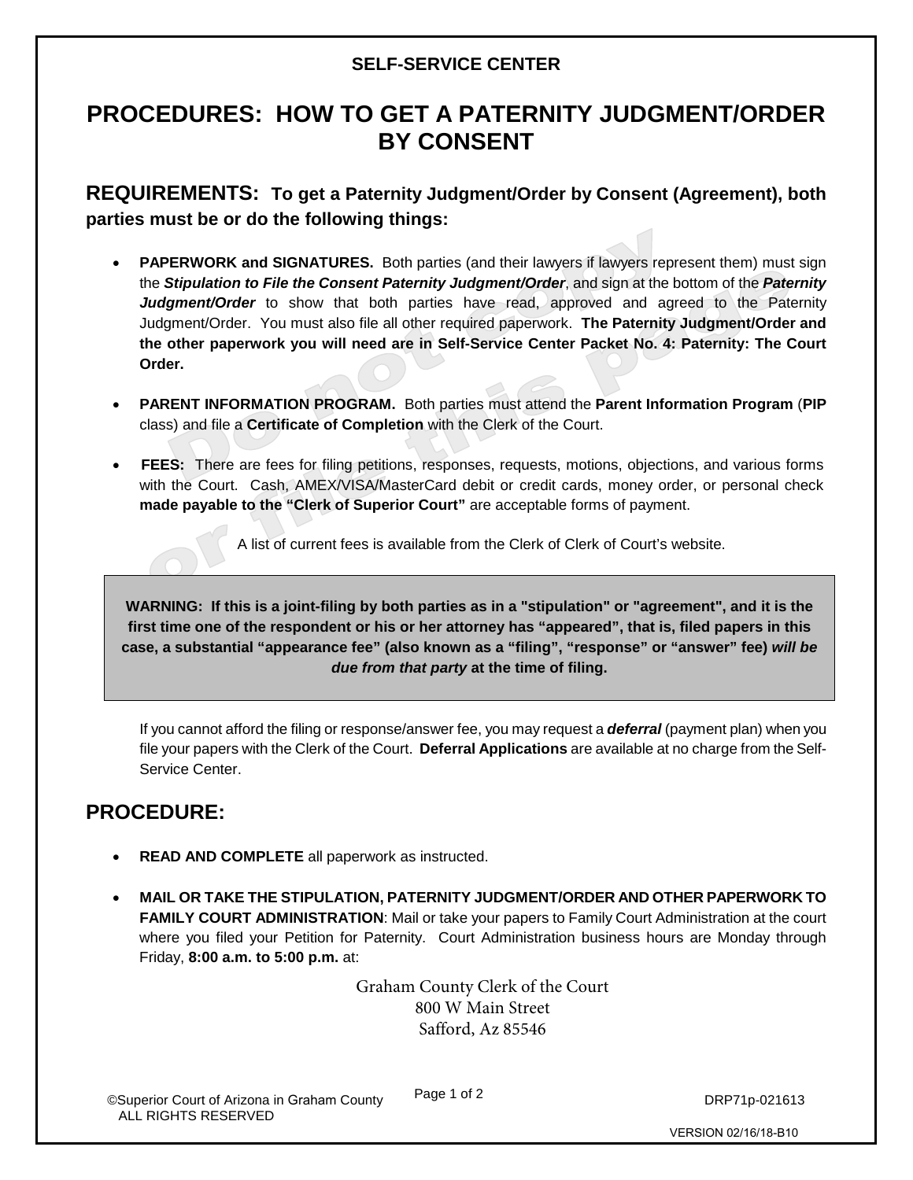**SELF-SERVICE CENTER**

# PROCEDURES: HOW TO GET A PATERNITY JUDGMENT/ORDER BY CONSENT

## REQUIREMENTS: To get a Paternity Judgment/Order by Consent (Agreement), both parties must be or do the following things:

- **PAPERWORK and SIGNATURES.** Both parties (and their lawyers if lawyers represent them) must sign the ***Stipulation to File the Consent Paternity Judgment/Order***, and sign at the bottom of the ***Paternity Judgment/Order*** to show that both parties have read, approved and agreed to the Paternity Judgment/Order. You must also file all other required paperwork. **The Paternity Judgment/Order and the other paperwork you will need are in Self-Service Center Packet No. 4: Paternity: The Court Order.**

- **PARENT INFORMATION PROGRAM.** Both parties must attend the **Parent Information Program** (**PIP** class) and file a **Certificate of Completion** with the Clerk of the Court.

- **FEES:** There are fees for filing petitions, responses, requests, motions, objections, and various forms with the Court. Cash, AMEX/VISA/MasterCard debit or credit cards, money order, or personal check **made payable to the "Clerk of Superior Court"** are acceptable forms of payment.

  A list of current fees is available from the Clerk of Clerk of Court's website.

> **WARNING: If this is a joint-filing by both parties as in a "stipulation" or "agreement", and it is the first time one of the respondent or his or her attorney has "appeared", that is, filed papers in this case, a substantial "appearance fee" (also known as a "filing", "response" or "answer" fee) *will be due from that party* at the time of filing.**

If you cannot afford the filing or response/answer fee, you may request a ***deferral*** (payment plan) when you file your papers with the Clerk of the Court. **Deferral Applications** are available at no charge from the Self-Service Center.

## PROCEDURE:

- **READ AND COMPLETE** all paperwork as instructed.

- **MAIL OR TAKE THE STIPULATION, PATERNITY JUDGMENT/ORDER AND OTHER PAPERWORK TO FAMILY COURT ADMINISTRATION**: Mail or take your papers to Family Court Administration at the court where you filed your Petition for Paternity. Court Administration business hours are Monday through Friday, **8:00 a.m. to 5:00 p.m.** at:

  Graham County Clerk of the Court
  800 W Main Street
  Safford, Az 85546

©Superior Court of Arizona in Graham County
ALL RIGHTS RESERVED

DRP71p-021613

VERSION 02/16/18-B10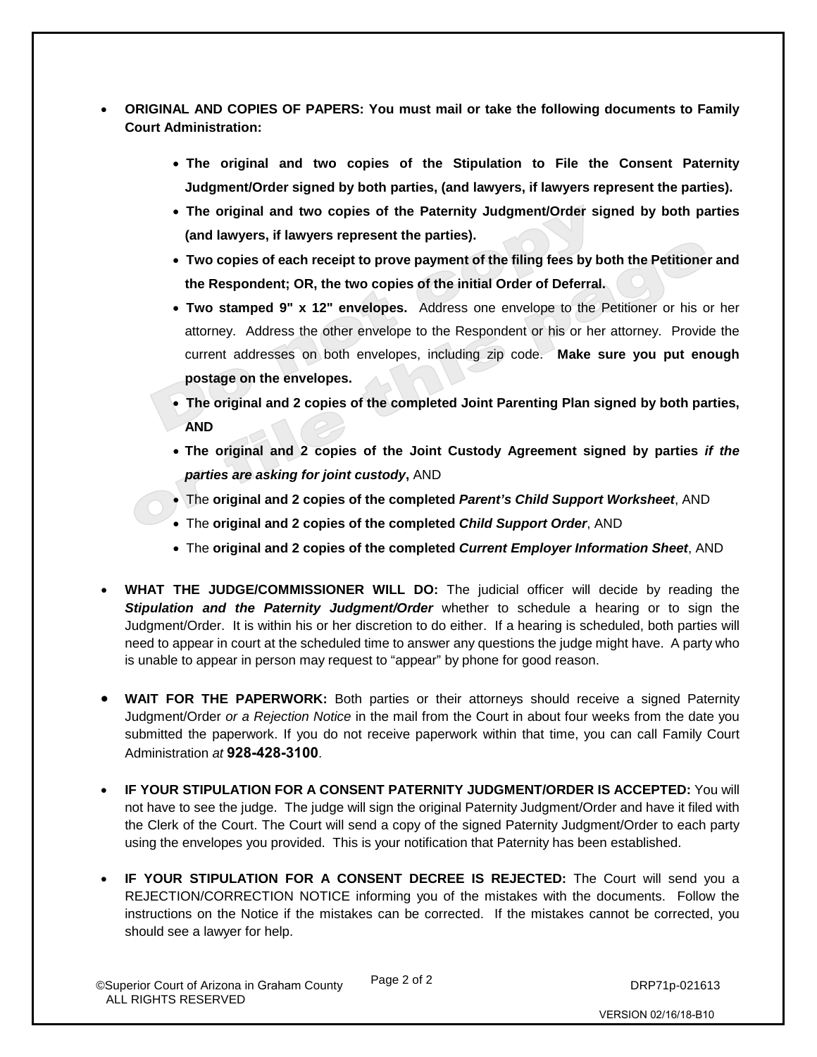- **ORIGINAL AND COPIES OF PAPERS: You must mail or take the following documents to Family Court Administration:**
  - **The original and two copies of the Stipulation to File the Consent Paternity Judgment/Order signed by both parties, (and lawyers, if lawyers represent the parties).**
  - **The original and two copies of the Paternity Judgment/Order signed by both parties (and lawyers, if lawyers represent the parties).**
  - **Two copies of each receipt to prove payment of the filing fees by both the Petitioner and the Respondent; OR, the two copies of the initial Order of Deferral.**
  - **Two stamped 9" x 12" envelopes.** Address one envelope to the Petitioner or his or her attorney. Address the other envelope to the Respondent or his or her attorney. Provide the current addresses on both envelopes, including zip code. **Make sure you put enough postage on the envelopes.**
  - **The original and 2 copies of the completed Joint Parenting Plan signed by both parties, AND**
  - **The original and 2 copies of the Joint Custody Agreement signed by parties *if the parties are asking for joint custody*,** AND
  - The **original and 2 copies of the completed *Parent's Child Support Worksheet***, AND
  - The **original and 2 copies of the completed *Child Support Order***, AND
  - The **original and 2 copies of the completed *Current Employer Information Sheet***, AND

- **WHAT THE JUDGE/COMMISSIONER WILL DO:** The judicial officer will decide by reading the ***Stipulation and the Paternity Judgment/Order*** whether to schedule a hearing or to sign the Judgment/Order. It is within his or her discretion to do either. If a hearing is scheduled, both parties will need to appear in court at the scheduled time to answer any questions the judge might have. A party who is unable to appear in person may request to "appear" by phone for good reason.

- **WAIT FOR THE PAPERWORK:** Both parties or their attorneys should receive a signed Paternity Judgment/Order *or a Rejection Notice* in the mail from the Court in about four weeks from the date you submitted the paperwork. If you do not receive paperwork within that time, you can call Family Court Administration *at* **928-428-3100**.

- **IF YOUR STIPULATION FOR A CONSENT PATERNITY JUDGMENT/ORDER IS ACCEPTED:** You will not have to see the judge. The judge will sign the original Paternity Judgment/Order and have it filed with the Clerk of the Court. The Court will send a copy of the signed Paternity Judgment/Order to each party using the envelopes you provided. This is your notification that Paternity has been established.

- **IF YOUR STIPULATION FOR A CONSENT DECREE IS REJECTED:** The Court will send you a REJECTION/CORRECTION NOTICE informing you of the mistakes with the documents. Follow the instructions on the Notice if the mistakes can be corrected. If the mistakes cannot be corrected, you should see a lawyer for help.

©Superior Court of Arizona in Graham County
ALL RIGHTS RESERVED

DRP71p-021613

VERSION 02/16/18-B10